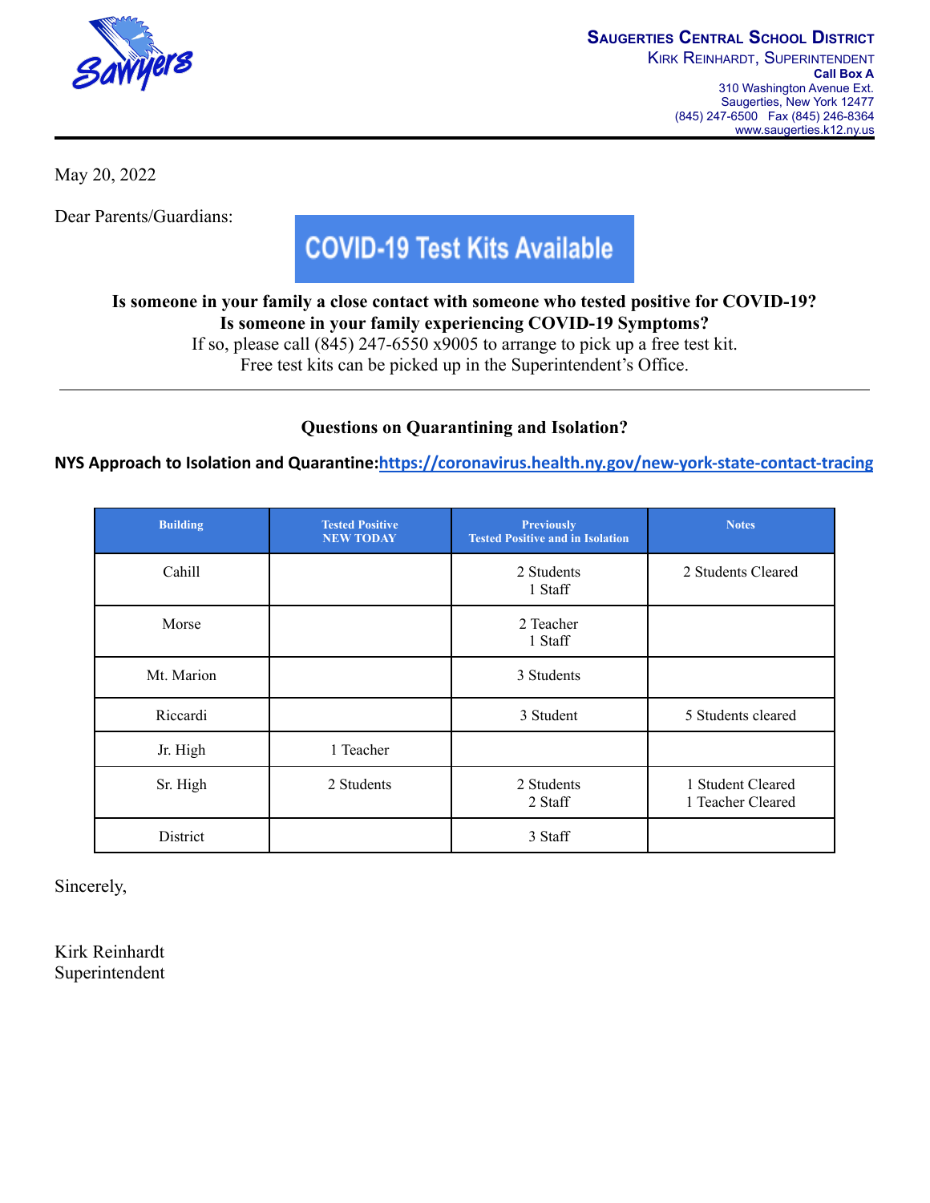**Saugerties Central School District**
Kirk Reinhardt, Superintendent
**Call Box A**
310 Washington Avenue Ext.
Saugerties, New York 12477
(845) 247-6500 Fax (845) 246-8364
www.saugerties.k12.ny.us

May 20, 2022

Dear Parents/Guardians:

## COVID-19 Test Kits Available

**Is someone in your family a close contact with someone who tested positive for COVID-19?**
**Is someone in your family experiencing COVID-19 Symptoms?**
If so, please call (845) 247-6550 x9005 to arrange to pick up a free test kit.
Free test kits can be picked up in the Superintendent's Office.

---

**Questions on Quarantining and Isolation?**

**NYS Approach to Isolation and Quarantine:**https://coronavirus.health.ny.gov/new-york-state-contact-tracing

| Building | Tested Positive NEW TODAY | Previously Tested Positive and in Isolation | Notes |
|---|---|---|---|
| Cahill | | 2 Students<br>1 Staff | 2 Students Cleared |
| Morse | | 2 Teacher<br>1 Staff | |
| Mt. Marion | | 3 Students | |
| Riccardi | | 3 Student | 5 Students cleared |
| Jr. High | 1 Teacher | | |
| Sr. High | 2 Students | 2 Students<br>2 Staff | 1 Student Cleared<br>1 Teacher Cleared |
| District | | 3 Staff | |

Sincerely,

Kirk Reinhardt
Superintendent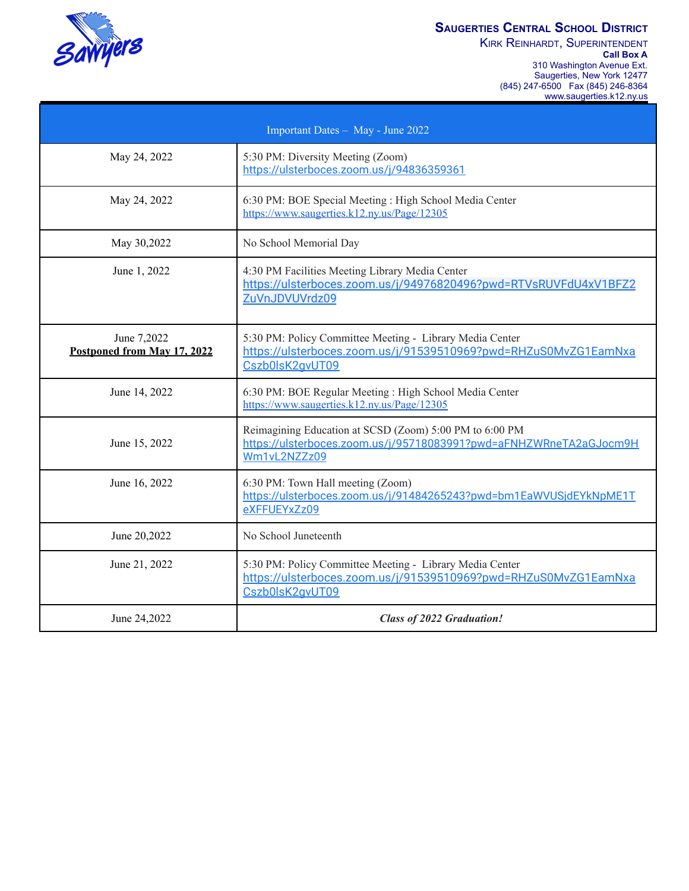**Saugerties Central School District**
Kirk Reinhardt, Superintendent
**Call Box A**
310 Washington Avenue Ext.
Saugerties, New York 12477
(845) 247-6500 Fax (845) 246-8364
www.saugerties.k12.ny.us

| Important Dates – May - June 2022 | |
|---|---|
| May 24, 2022 | 5:30 PM: Diversity Meeting (Zoom) https://ulsterboces.zoom.us/j/94836359361 |
| May 24, 2022 | 6:30 PM: BOE Special Meeting : High School Media Center https://www.saugerties.k12.ny.us/Page/12305 |
| May 30,2022 | No School Memorial Day |
| June 1, 2022 | 4:30 PM Facilities Meeting Library Media Center https://ulsterboces.zoom.us/j/94976820496?pwd=RTVsRUVFdU4xV1BFZ2ZuVnJDVUVrdz09 |
| June 7,2022 **Postponed from May 17, 2022** | 5:30 PM: Policy Committee Meeting - Library Media Center https://ulsterboces.zoom.us/j/91539510969?pwd=RHZuS0MvZG1EamNxaCszb0lsK2gvUT09 |
| June 14, 2022 | 6:30 PM: BOE Regular Meeting : High School Media Center https://www.saugerties.k12.ny.us/Page/12305 |
| June 15, 2022 | Reimagining Education at SCSD (Zoom) 5:00 PM to 6:00 PM https://ulsterboces.zoom.us/j/95718083991?pwd=aFNHZWRneTA2aGJocm9HWm1vL2NZZz09 |
| June 16, 2022 | 6:30 PM: Town Hall meeting (Zoom) https://ulsterboces.zoom.us/j/91484265243?pwd=bm1EaWVUSjdEYkNpME1TeXFFUEYxZz09 |
| June 20,2022 | No School Juneteenth |
| June 21, 2022 | 5:30 PM: Policy Committee Meeting - Library Media Center https://ulsterboces.zoom.us/j/91539510969?pwd=RHZuS0MvZG1EamNxaCszb0lsK2gvUT09 |
| June 24,2022 | ***Class of 2022 Graduation!*** |